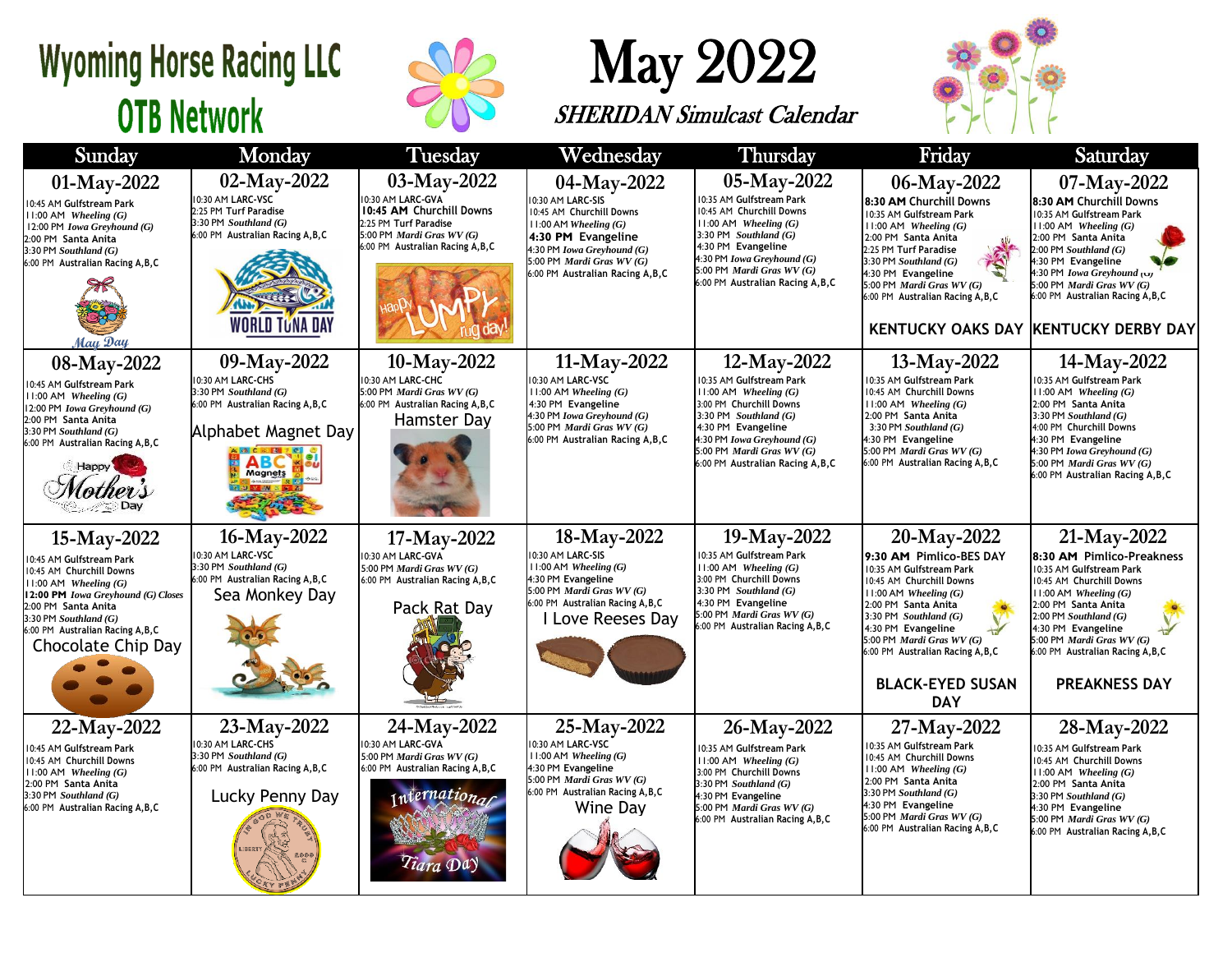# Wyoming Horse Racing LLC OTB Network

# May 2022

## SHERIDAN Simulcast Calendar

| Sunday | Monday | Tuesday | Wednesday | Thursday | Friday | Saturday |
|---|---|---|---|---|---|---|
| **01-May-2022**<br>10:45 AM Gulfstream Park<br>11:00 AM *Wheeling (G)*<br>12:00 PM *Iowa Greyhound (G)*<br>2:00 PM Santa Anita<br>3:30 PM *Southland (G)*<br>6:00 PM Australian Racing A,B,C<br>May Day | **02-May-2022**<br>10:30 AM LARC-VSC<br>2:25 PM Turf Paradise<br>3:30 PM *Southland (G)*<br>6:00 PM Australian Racing A,B,C<br>WORLD TUNA DAY | **03-May-2022**<br>10:30 AM LARC-GVA<br>**10:45 AM** Churchill Downs<br>2:25 PM Turf Paradise<br>5:00 PM *Mardi Gras WV (G)*<br>6:00 PM Australian Racing A,B,C<br>Happy Lumpy Rug day! | **04-May-2022**<br>10:30 AM LARC-SIS<br>10:45 AM Churchill Downs<br>11:00 AM *Wheeling (G)*<br>**4:30 PM Evangeline**<br>4:30 PM *Iowa Greyhound (G)*<br>5:00 PM *Mardi Gras WV (G)*<br>6:00 PM Australian Racing A,B,C | **05-May-2022**<br>10:35 AM Gulfstream Park<br>10:45 AM Churchill Downs<br>11:00 AM *Wheeling (G)*<br>3:30 PM *Southland (G)*<br>4:30 PM Evangeline<br>4:30 PM *Iowa Greyhound (G)*<br>5:00 PM *Mardi Gras WV (G)*<br>6:00 PM Australian Racing A,B,C | **06-May-2022**<br>**8:30 AM** Churchill Downs<br>10:35 AM Gulfstream Park<br>11:00 AM *Wheeling (G)*<br>2:00 PM Santa Anita<br>2:25 PM Turf Paradise<br>3:30 PM *Southland (G)*<br>4:30 PM Evangeline<br>5:00 PM *Mardi Gras WV (G)*<br>6:00 PM Australian Racing A,B,C<br>**KENTUCKY OAKS DAY** | **07-May-2022**<br>**8:30 AM** Churchill Downs<br>10:35 AM Gulfstream Park<br>11:00 AM *Wheeling (G)*<br>2:00 PM Santa Anita<br>2:00 PM *Southland (G)*<br>4:30 PM Evangeline<br>4:30 PM *Iowa Greyhound (G)*<br>5:00 PM *Mardi Gras WV (G)*<br>6:00 PM Australian Racing A,B,C<br>**KENTUCKY DERBY DAY** |
| **08-May-2022**<br>10:45 AM Gulfstream Park<br>11:00 AM *Wheeling (G)*<br>12:00 PM *Iowa Greyhound (G)*<br>2:00 PM Santa Anita<br>3:30 PM *Southland (G)*<br>6:00 PM Australian Racing A,B,C<br>Happy Mother's Day | **09-May-2022**<br>10:30 AM LARC-CHS<br>3:30 PM *Southland (G)*<br>6:00 PM Australian Racing A,B,C<br>Alphabet Magnet Day | **10-May-2022**<br>10:30 AM LARC-CHC<br>5:00 PM *Mardi Gras WV (G)*<br>6:00 PM Australian Racing A,B,C<br>Hamster Day | **11-May-2022**<br>10:30 AM LARC-VSC<br>11:00 AM *Wheeling (G)*<br>4:30 PM Evangeline<br>4:30 PM *Iowa Greyhound (G)*<br>5:00 PM *Mardi Gras WV (G)*<br>6:00 PM Australian Racing A,B,C | **12-May-2022**<br>10:35 AM Gulfstream Park<br>11:00 AM *Wheeling (G)*<br>3:00 PM Churchill Downs<br>3:30 PM *Southland (G)*<br>4:30 PM Evangeline<br>4:30 PM *Iowa Greyhound (G)*<br>5:00 PM *Mardi Gras WV (G)*<br>6:00 PM Australian Racing A,B,C | **13-May-2022**<br>10:35 AM Gulfstream Park<br>10:45 AM Churchill Downs<br>11:00 AM *Wheeling (G)*<br>2:00 PM Santa Anita<br>3:30 PM *Southland (G)*<br>4:30 PM Evangeline<br>5:00 PM *Mardi Gras WV (G)*<br>6:00 PM Australian Racing A,B,C | **14-May-2022**<br>10:35 AM Gulfstream Park<br>11:00 AM *Wheeling (G)*<br>2:00 PM Santa Anita<br>3:30 PM *Southland (G)*<br>4:00 PM Churchill Downs<br>4:30 PM Evangeline<br>4:30 PM *Iowa Greyhound (G)*<br>5:00 PM *Mardi Gras WV (G)*<br>6:00 PM Australian Racing A,B,C |
| **15-May-2022**<br>10:45 AM Gulfstream Park<br>10:45 AM Churchill Downs<br>11:00 AM *Wheeling (G)*<br>**12:00 PM** ***Iowa Greyhound (G) Closes***<br>2:00 PM Santa Anita<br>3:30 PM *Southland (G)*<br>6:00 PM Australian Racing A,B,C<br>Chocolate Chip Day | **16-May-2022**<br>10:30 AM LARC-VSC<br>3:30 PM *Southland (G)*<br>6:00 PM Australian Racing A,B,C<br>Sea Monkey Day | **17-May-2022**<br>10:30 AM LARC-GVA<br>5:00 PM *Mardi Gras WV (G)*<br>6:00 PM Australian Racing A,B,C<br>Pack Rat Day | **18-May-2022**<br>10:30 AM LARC-SIS<br>11:00 AM *Wheeling (G)*<br>4:30 PM Evangeline<br>5:00 PM *Mardi Gras WV (G)*<br>6:00 PM Australian Racing A,B,C<br>I Love Reeses Day | **19-May-2022**<br>10:35 AM Gulfstream Park<br>11:00 AM *Wheeling (G)*<br>3:00 PM Churchill Downs<br>3:30 PM *Southland (G)*<br>4:30 PM Evangeline<br>5:00 PM *Mardi Gras WV (G)*<br>6:00 PM Australian Racing A,B,C | **20-May-2022**<br>**9:30 AM Pimlico-BES DAY**<br>10:35 AM Gulfstream Park<br>10:45 AM Churchill Downs<br>11:00 AM *Wheeling (G)*<br>2:00 PM Santa Anita<br>3:30 PM *Southland (G)*<br>4:30 PM Evangeline<br>5:00 PM *Mardi Gras WV (G)*<br>6:00 PM Australian Racing A,B,C<br>**BLACK-EYED SUSAN DAY** | **21-May-2022**<br>**8:30 AM Pimlico-Preakness**<br>10:35 AM Gulfstream Park<br>10:45 AM Churchill Downs<br>11:00 AM *Wheeling (G)*<br>2:00 PM Santa Anita<br>2:00 PM *Southland (G)*<br>4:30 PM Evangeline<br>5:00 PM *Mardi Gras WV (G)*<br>6:00 PM Australian Racing A,B,C<br>**PREAKNESS DAY** |
| **22-May-2022**<br>10:45 AM Gulfstream Park<br>10:45 AM Churchill Downs<br>11:00 AM *Wheeling (G)*<br>2:00 PM Santa Anita<br>3:30 PM *Southland (G)*<br>6:00 PM Australian Racing A,B,C | **23-May-2022**<br>10:30 AM LARC-CHS<br>3:30 PM *Southland (G)*<br>6:00 PM Australian Racing A,B,C<br>Lucky Penny Day | **24-May-2022**<br>10:30 AM LARC-GVA<br>5:00 PM *Mardi Gras WV (G)*<br>6:00 PM Australian Racing A,B,C<br>International Tiara Day | **25-May-2022**<br>10:30 AM LARC-VSC<br>11:00 AM *Wheeling (G)*<br>4:30 PM Evangeline<br>5:00 PM *Mardi Gras WV (G)*<br>6:00 PM Australian Racing A,B,C<br>Wine Day | **26-May-2022**<br>10:35 AM Gulfstream Park<br>11:00 AM *Wheeling (G)*<br>3:00 PM Churchill Downs<br>3:30 PM *Southland (G)*<br>4:30 PM Evangeline<br>5:00 PM *Mardi Gras WV (G)*<br>6:00 PM Australian Racing A,B,C | **27-May-2022**<br>10:35 AM Gulfstream Park<br>10:45 AM Churchill Downs<br>11:00 AM *Wheeling (G)*<br>2:00 PM Santa Anita<br>3:30 PM *Southland (G)*<br>4:30 PM Evangeline<br>5:00 PM *Mardi Gras WV (G)*<br>6:00 PM Australian Racing A,B,C | **28-May-2022**<br>10:35 AM Gulfstream Park<br>10:45 AM Churchill Downs<br>11:00 AM *Wheeling (G)*<br>2:00 PM Santa Anita<br>3:30 PM *Southland (G)*<br>4:30 PM Evangeline<br>5:00 PM *Mardi Gras WV (G)*<br>6:00 PM Australian Racing A,B,C |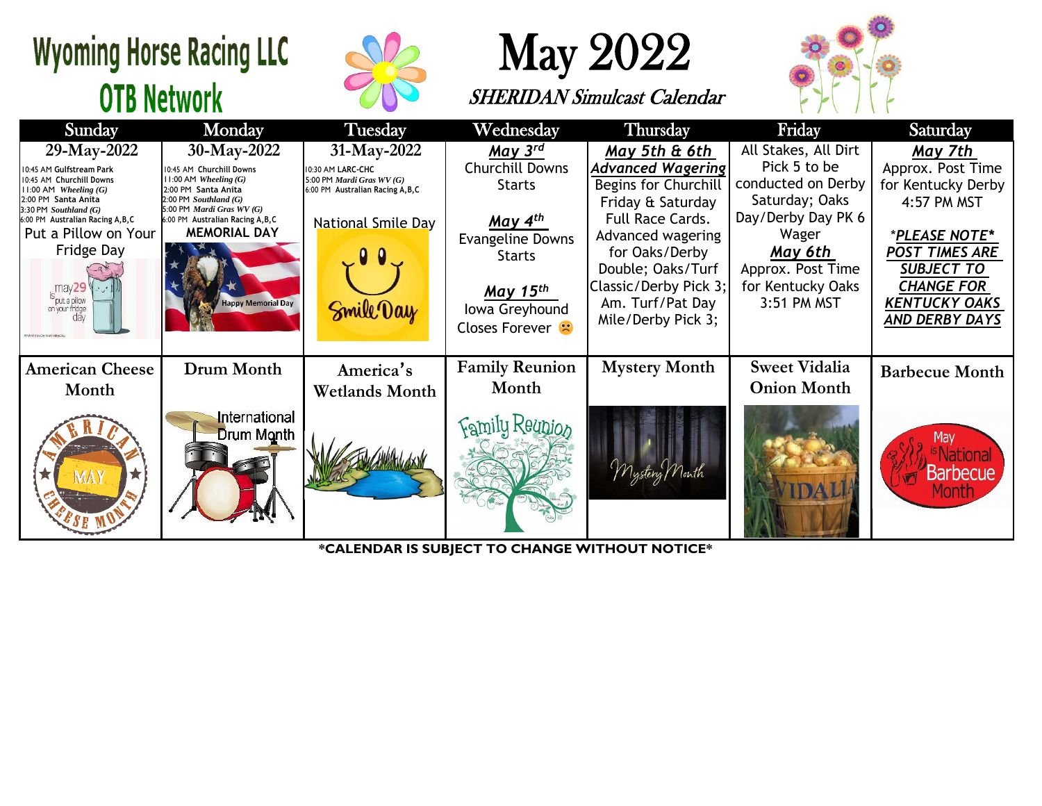# Wyoming Horse Racing LLC OTB Network

# May 2022

## *SHERIDAN Simulcast Calendar*

| Sunday | Monday | Tuesday | Wednesday | Thursday | Friday | Saturday |
|---|---|---|---|---|---|---|
| 29-May-2022<br>10:45 AM Gulfstream Park<br>10:45 AM Churchill Downs<br>11:00 AM *Wheeling (G)*<br>2:00 PM Santa Anita<br>3:30 PM *Southland (G)*<br>6:00 PM Australian Racing A,B,C<br>Put a Pillow on Your Fridge Day | 30-May-2022<br>10:45 AM Churchill Downs<br>11:00 AM *Wheeling (G)*<br>2:00 PM Santa Anita<br>2:00 PM *Southland (G)*<br>5:00 PM *Mardi Gras WV (G)*<br>6:00 PM Australian Racing A,B,C<br>**MEMORIAL DAY** | 31-May-2022<br>10:30 AM LARC-CHC<br>5:00 PM *Mardi Gras WV (G)*<br>6:00 PM Australian Racing A,B,C<br>National Smile Day | ***May 3rd***<br>Churchill Downs Starts<br>***May 4th***<br>Evangeline Downs Starts<br>***May 15th***<br>Iowa Greyhound Closes Forever ☹ | ***May 5th & 6th Advanced Wagering***<br>Begins for Churchill Friday & Saturday Full Race Cards. Advanced wagering for Oaks/Derby Double; Oaks/Turf Classic/Derby Pick 3; Am. Turf/Pat Day Mile/Derby Pick 3; | All Stakes, All Dirt Pick 5 to be conducted on Derby Saturday; Oaks Day/Derby Day PK 6 Wager<br>***May 6th***<br>Approx. Post Time for Kentucky Oaks 3:51 PM MST | ***May 7th***<br>Approx. Post Time for Kentucky Derby 4:57 PM MST<br>****PLEASE NOTE* POST TIMES ARE SUBJECT TO CHANGE FOR KENTUCKY OAKS AND DERBY DAYS*** |
| American Cheese Month | Drum Month | America's Wetlands Month | Family Reunion Month | Mystery Month | Sweet Vidalia Onion Month | Barbecue Month |

***CALENDAR IS SUBJECT TO CHANGE WITHOUT NOTICE***